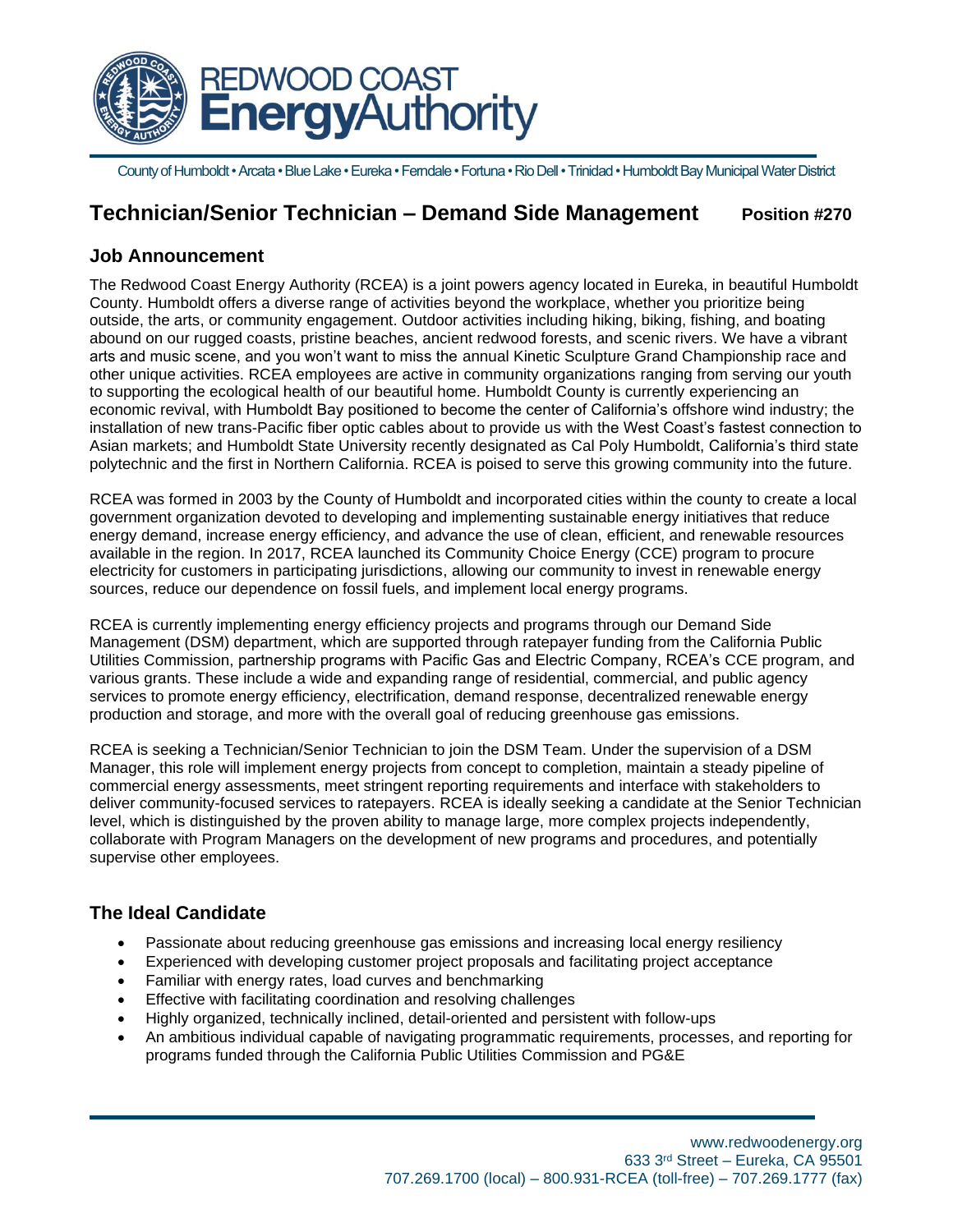# REDWOOD COAST EnergyAuthority

County of Humboldt • Arcata • Blue Lake • Eureka • Ferndale • Fortuna • Rio Dell • Trinidad • Humboldt Bay Municipal Water District

## Technician/Senior Technician – Demand Side Management **Position #270**

### Job Announcement

The Redwood Coast Energy Authority (RCEA) is a joint powers agency located in Eureka, in beautiful Humboldt County. Humboldt offers a diverse range of activities beyond the workplace, whether you prioritize being outside, the arts, or community engagement. Outdoor activities including hiking, biking, fishing, and boating abound on our rugged coasts, pristine beaches, ancient redwood forests, and scenic rivers. We have a vibrant arts and music scene, and you won't want to miss the annual Kinetic Sculpture Grand Championship race and other unique activities. RCEA employees are active in community organizations ranging from serving our youth to supporting the ecological health of our beautiful home. Humboldt County is currently experiencing an economic revival, with Humboldt Bay positioned to become the center of California's offshore wind industry; the installation of new trans-Pacific fiber optic cables about to provide us with the West Coast's fastest connection to Asian markets; and Humboldt State University recently designated as Cal Poly Humboldt, California's third state polytechnic and the first in Northern California. RCEA is poised to serve this growing community into the future.

RCEA was formed in 2003 by the County of Humboldt and incorporated cities within the county to create a local government organization devoted to developing and implementing sustainable energy initiatives that reduce energy demand, increase energy efficiency, and advance the use of clean, efficient, and renewable resources available in the region. In 2017, RCEA launched its Community Choice Energy (CCE) program to procure electricity for customers in participating jurisdictions, allowing our community to invest in renewable energy sources, reduce our dependence on fossil fuels, and implement local energy programs.

RCEA is currently implementing energy efficiency projects and programs through our Demand Side Management (DSM) department, which are supported through ratepayer funding from the California Public Utilities Commission, partnership programs with Pacific Gas and Electric Company, RCEA's CCE program, and various grants. These include a wide and expanding range of residential, commercial, and public agency services to promote energy efficiency, electrification, demand response, decentralized renewable energy production and storage, and more with the overall goal of reducing greenhouse gas emissions.

RCEA is seeking a Technician/Senior Technician to join the DSM Team. Under the supervision of a DSM Manager, this role will implement energy projects from concept to completion, maintain a steady pipeline of commercial energy assessments, meet stringent reporting requirements and interface with stakeholders to deliver community-focused services to ratepayers. RCEA is ideally seeking a candidate at the Senior Technician level, which is distinguished by the proven ability to manage large, more complex projects independently, collaborate with Program Managers on the development of new programs and procedures, and potentially supervise other employees.

### The Ideal Candidate

- Passionate about reducing greenhouse gas emissions and increasing local energy resiliency
- Experienced with developing customer project proposals and facilitating project acceptance
- Familiar with energy rates, load curves and benchmarking
- Effective with facilitating coordination and resolving challenges
- Highly organized, technically inclined, detail-oriented and persistent with follow-ups
- An ambitious individual capable of navigating programmatic requirements, processes, and reporting for programs funded through the California Public Utilities Commission and PG&E

www.redwoodenergy.org
633 3rd Street – Eureka, CA 95501
707.269.1700 (local) – 800.931-RCEA (toll-free) – 707.269.1777 (fax)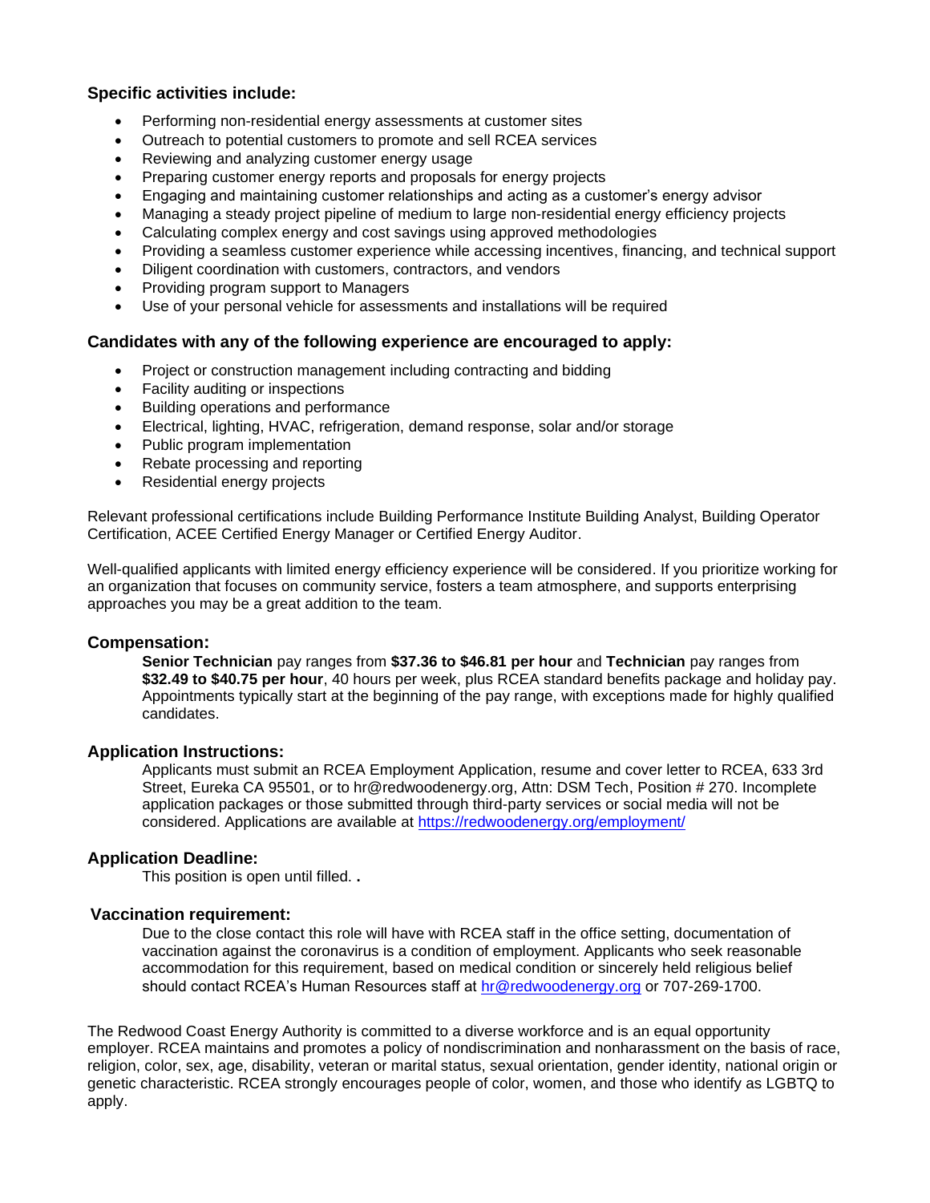### Specific activities include:

- Performing non-residential energy assessments at customer sites
- Outreach to potential customers to promote and sell RCEA services
- Reviewing and analyzing customer energy usage
- Preparing customer energy reports and proposals for energy projects
- Engaging and maintaining customer relationships and acting as a customer's energy advisor
- Managing a steady project pipeline of medium to large non-residential energy efficiency projects
- Calculating complex energy and cost savings using approved methodologies
- Providing a seamless customer experience while accessing incentives, financing, and technical support
- Diligent coordination with customers, contractors, and vendors
- Providing program support to Managers
- Use of your personal vehicle for assessments and installations will be required

### Candidates with any of the following experience are encouraged to apply:

- Project or construction management including contracting and bidding
- Facility auditing or inspections
- Building operations and performance
- Electrical, lighting, HVAC, refrigeration, demand response, solar and/or storage
- Public program implementation
- Rebate processing and reporting
- Residential energy projects

Relevant professional certifications include Building Performance Institute Building Analyst, Building Operator Certification, ACEE Certified Energy Manager or Certified Energy Auditor.

Well-qualified applicants with limited energy efficiency experience will be considered. If you prioritize working for an organization that focuses on community service, fosters a team atmosphere, and supports enterprising approaches you may be a great addition to the team.

### Compensation:

**Senior Technician** pay ranges from **$37.36 to $46.81 per hour** and **Technician** pay ranges from **$32.49 to $40.75 per hour**, 40 hours per week, plus RCEA standard benefits package and holiday pay. Appointments typically start at the beginning of the pay range, with exceptions made for highly qualified candidates.

### Application Instructions:

Applicants must submit an RCEA Employment Application, resume and cover letter to RCEA, 633 3rd Street, Eureka CA 95501, or to hr@redwoodenergy.org, Attn: DSM Tech, Position # 270. Incomplete application packages or those submitted through third-party services or social media will not be considered. Applications are available at https://redwoodenergy.org/employment/

### Application Deadline:

This position is open until filled. **.**

### Vaccination requirement:

Due to the close contact this role will have with RCEA staff in the office setting, documentation of vaccination against the coronavirus is a condition of employment. Applicants who seek reasonable accommodation for this requirement, based on medical condition or sincerely held religious belief should contact RCEA's Human Resources staff at hr@redwoodenergy.org or 707-269-1700.

The Redwood Coast Energy Authority is committed to a diverse workforce and is an equal opportunity employer. RCEA maintains and promotes a policy of nondiscrimination and nonharassment on the basis of race, religion, color, sex, age, disability, veteran or marital status, sexual orientation, gender identity, national origin or genetic characteristic. RCEA strongly encourages people of color, women, and those who identify as LGBTQ to apply.